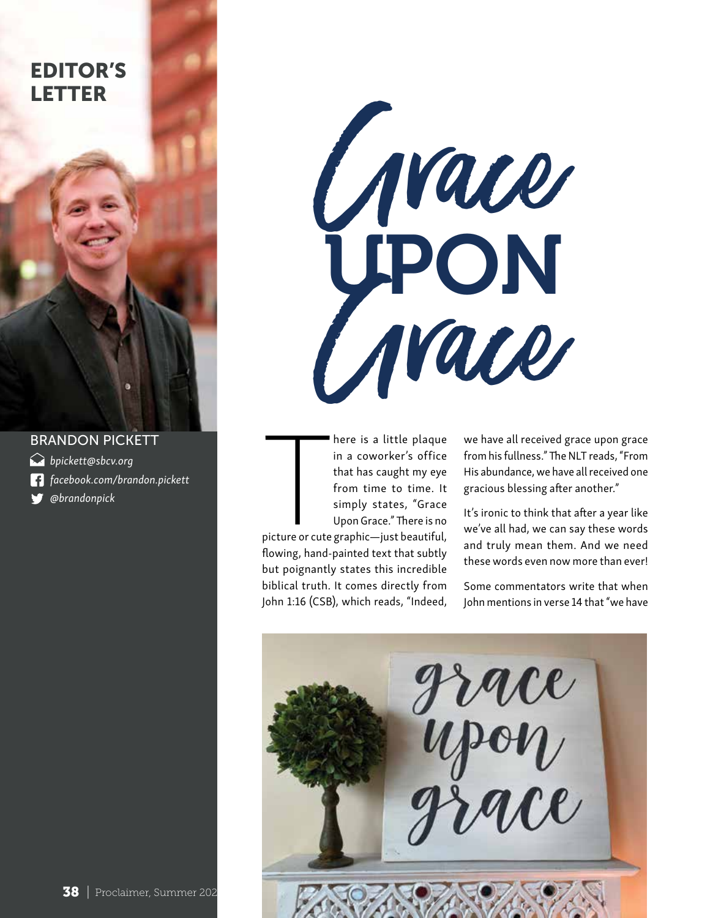# EDITOR'S LETTER

BRANDON PICKETT

*bpickett@sbcv.org*

*facebook.com/brandon.pickett*

*@brandonpick*

# Grace UPON Grace

There is a little plaque in a coworker's office that has caught my eye from time to time. It simply states, "Grace Upon Grace." There is no picture or cute graphic—just beautiful, flowing, hand-painted text that subtly but poignantly states this incredible biblical truth. It comes directly from John 1:16 (CSB), which reads, "Indeed, we have all received grace upon grace from his fullness." The NLT reads, "From His abundance, we have all received one gracious blessing after another."

It's ironic to think that after a year like we've all had, we can say these words and truly mean them. And we need these words even now more than ever!

Some commentators write that when John mentions in verse 14 that "we have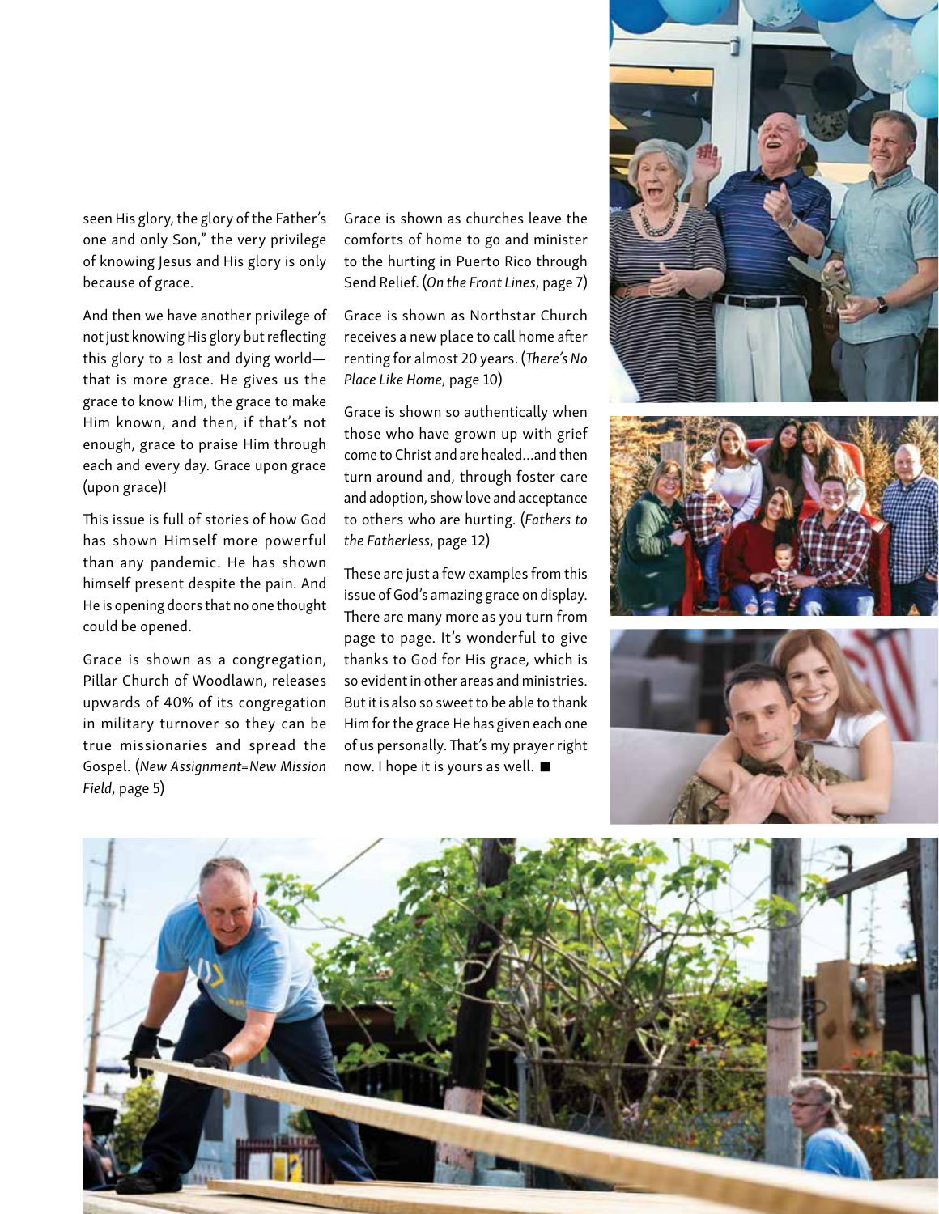seen His glory, the glory of the Father's one and only Son," the very privilege of knowing Jesus and His glory is only because of grace.

And then we have another privilege of not just knowing His glory but reflecting this glory to a lost and dying world—that is more grace. He gives us the grace to know Him, the grace to make Him known, and then, if that's not enough, grace to praise Him through each and every day. Grace upon grace (upon grace)!

This issue is full of stories of how God has shown Himself more powerful than any pandemic. He has shown himself present despite the pain. And He is opening doors that no one thought could be opened.

Grace is shown as a congregation, Pillar Church of Woodlawn, releases upwards of 40% of its congregation in military turnover so they can be true missionaries and spread the Gospel. (*New Assignment=New Mission Field*, page 5)

Grace is shown as churches leave the comforts of home to go and minister to the hurting in Puerto Rico through Send Relief. (*On the Front Lines*, page 7)

Grace is shown as Northstar Church receives a new place to call home after renting for almost 20 years. (*There's No Place Like Home*, page 10)

Grace is shown so authentically when those who have grown up with grief come to Christ and are healed…and then turn around and, through foster care and adoption, show love and acceptance to others who are hurting. (*Fathers to the Fatherless*, page 12)

These are just a few examples from this issue of God's amazing grace on display. There are many more as you turn from page to page. It's wonderful to give thanks to God for His grace, which is so evident in other areas and ministries. But it is also so sweet to be able to thank Him for the grace He has given each one of us personally. That's my prayer right now. I hope it is yours as well. ■